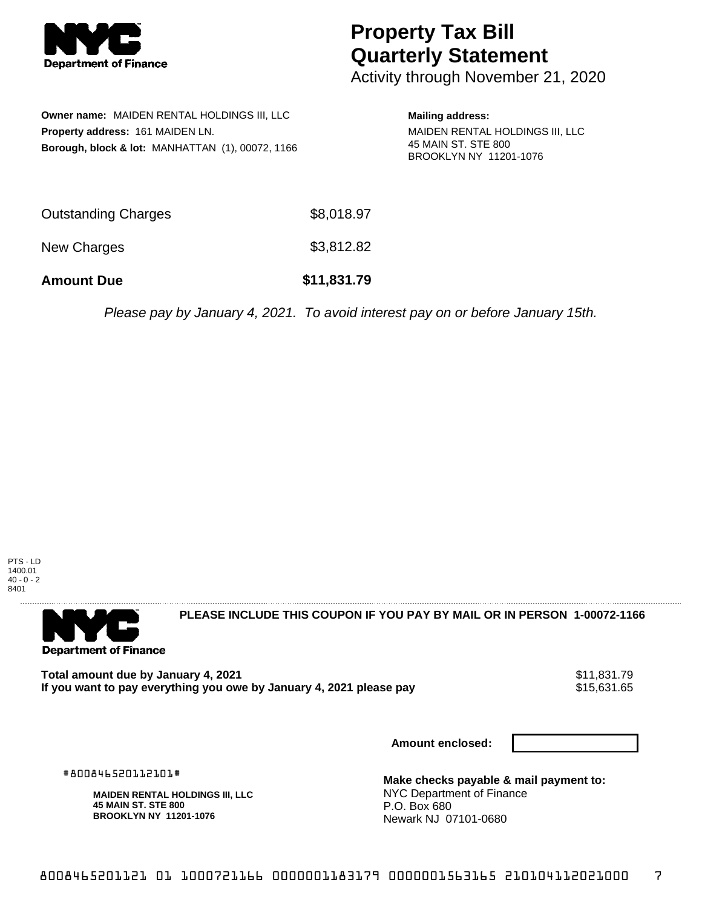# Property Tax Bill Quarterly Statement

Activity through November 21, 2020

**Owner name:** MAIDEN RENTAL HOLDINGS III, LLC
**Property address:** 161 MAIDEN LN.
**Borough, block & lot:** MANHATTAN (1), 00072, 1166

**Mailing address:**
MAIDEN RENTAL HOLDINGS III, LLC
45 MAIN ST. STE 800
BROOKLYN NY 11201-1076

| | |
|---|---|
| Outstanding Charges | $8,018.97 |
| New Charges | $3,812.82 |
| **Amount Due** | **$11,831.79** |

*Please pay by January 4, 2021. To avoid interest pay on or before January 15th.*

PTS - LD
1400.01
40 - 0 - 2
8401

**PLEASE INCLUDE THIS COUPON IF YOU PAY BY MAIL OR IN PERSON 1-00072-1166**

| | |
|---|---|
| **Total amount due by January 4, 2021** | $11,831.79 |
| **If you want to pay everything you owe by January 4, 2021 please pay** | $15,631.65 |

**Amount enclosed:**

#800846520112101#

**MAIDEN RENTAL HOLDINGS III, LLC**
**45 MAIN ST. STE 800**
**BROOKLYN NY 11201-1076**

**Make checks payable & mail payment to:**
NYC Department of Finance
P.O. Box 680
Newark NJ 07101-0680

8008465201121 01 1000721166 0000001183179 0000001563165 210104112021000 7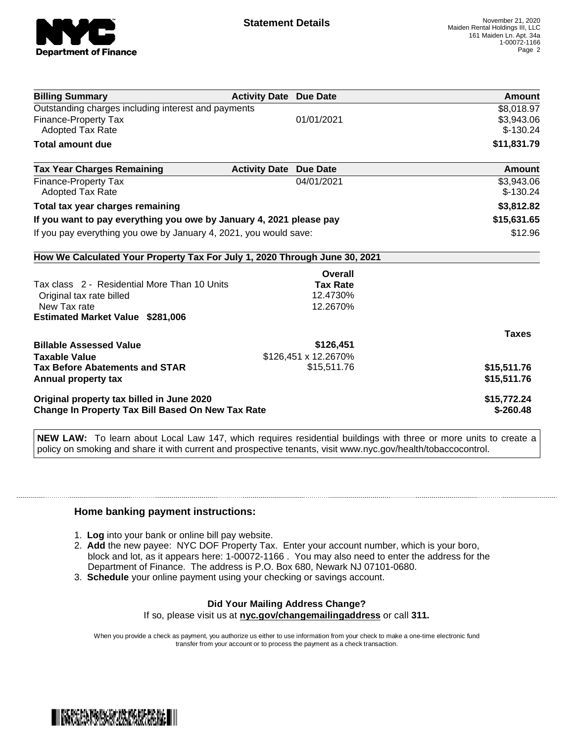**Statement Details**

November 21, 2020
Maiden Rental Holdings III, LLC
161 Maiden Ln. Apt. 34a
1-00072-1166

| Billing Summary | Activity Date | Due Date | Amount |
|---|---|---|---|
| Outstanding charges including interest and payments | | | $8,018.97 |
| Finance-Property Tax | | 01/01/2021 | $3,943.06 |
| Adopted Tax Rate | | | $-130.24 |
| **Total amount due** | | | **$11,831.79** |

| Tax Year Charges Remaining | Activity Date | Due Date | Amount |
|---|---|---|---|
| Finance-Property Tax | | 04/01/2021 | $3,943.06 |
| Adopted Tax Rate | | | $-130.24 |
| **Total tax year charges remaining** | | | **$3,812.82** |
| **If you want to pay everything you owe by January 4, 2021 please pay** | | | **$15,631.65** |
| If you pay everything you owe by January 4, 2021, you would save: | | | $12.96 |

**How We Calculated Your Property Tax For July 1, 2020 Through June 30, 2021**

| | Overall Tax Rate | |
|---|---|---|
| Tax class 2 - Residential More Than 10 Units | | |
| Original tax rate billed | 12.4730% | |
| New Tax rate | 12.2670% | |
| **Estimated Market Value $281,006** | | |
| | | **Taxes** |
| **Billable Assessed Value** | **$126,451** | |
| **Taxable Value** | $126,451 x 12.2670% | |
| **Tax Before Abatements and STAR** | $15,511.76 | **$15,511.76** |
| **Annual property tax** | | **$15,511.76** |
| **Original property tax billed in June 2020** | | **$15,772.24** |
| **Change In Property Tax Bill Based On New Tax Rate** | | **$-260.48** |

**NEW LAW:** To learn about Local Law 147, which requires residential buildings with three or more units to create a policy on smoking and share it with current and prospective tenants, visit www.nyc.gov/health/tobaccocontrol.

### Home banking payment instructions:

1. **Log** into your bank or online bill pay website.
2. **Add** the new payee: NYC DOF Property Tax. Enter your account number, which is your boro, block and lot, as it appears here: 1-00072-1166 . You may also need to enter the address for the Department of Finance. The address is P.O. Box 680, Newark NJ 07101-0680.
3. **Schedule** your online payment using your checking or savings account.

**Did Your Mailing Address Change?**
If so, please visit us at **nyc.gov/changemailingaddress** or call **311.**

When you provide a check as payment, you authorize us either to use information from your check to make a one-time electronic fund transfer from your account or to process the payment as a check transaction.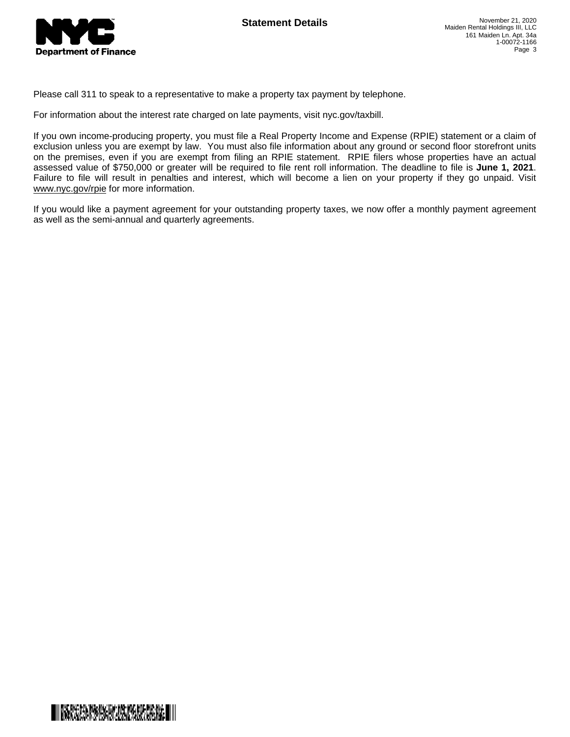Please call 311 to speak to a representative to make a property tax payment by telephone.

For information about the interest rate charged on late payments, visit nyc.gov/taxbill.

If you own income-producing property, you must file a Real Property Income and Expense (RPIE) statement or a claim of exclusion unless you are exempt by law. You must also file information about any ground or second floor storefront units on the premises, even if you are exempt from filing an RPIE statement. RPIE filers whose properties have an actual assessed value of $750,000 or greater will be required to file rent roll information. The deadline to file is **June 1, 2021**. Failure to file will result in penalties and interest, which will become a lien on your property if they go unpaid. Visit www.nyc.gov/rpie for more information.

If you would like a payment agreement for your outstanding property taxes, we now offer a monthly payment agreement as well as the semi-annual and quarterly agreements.